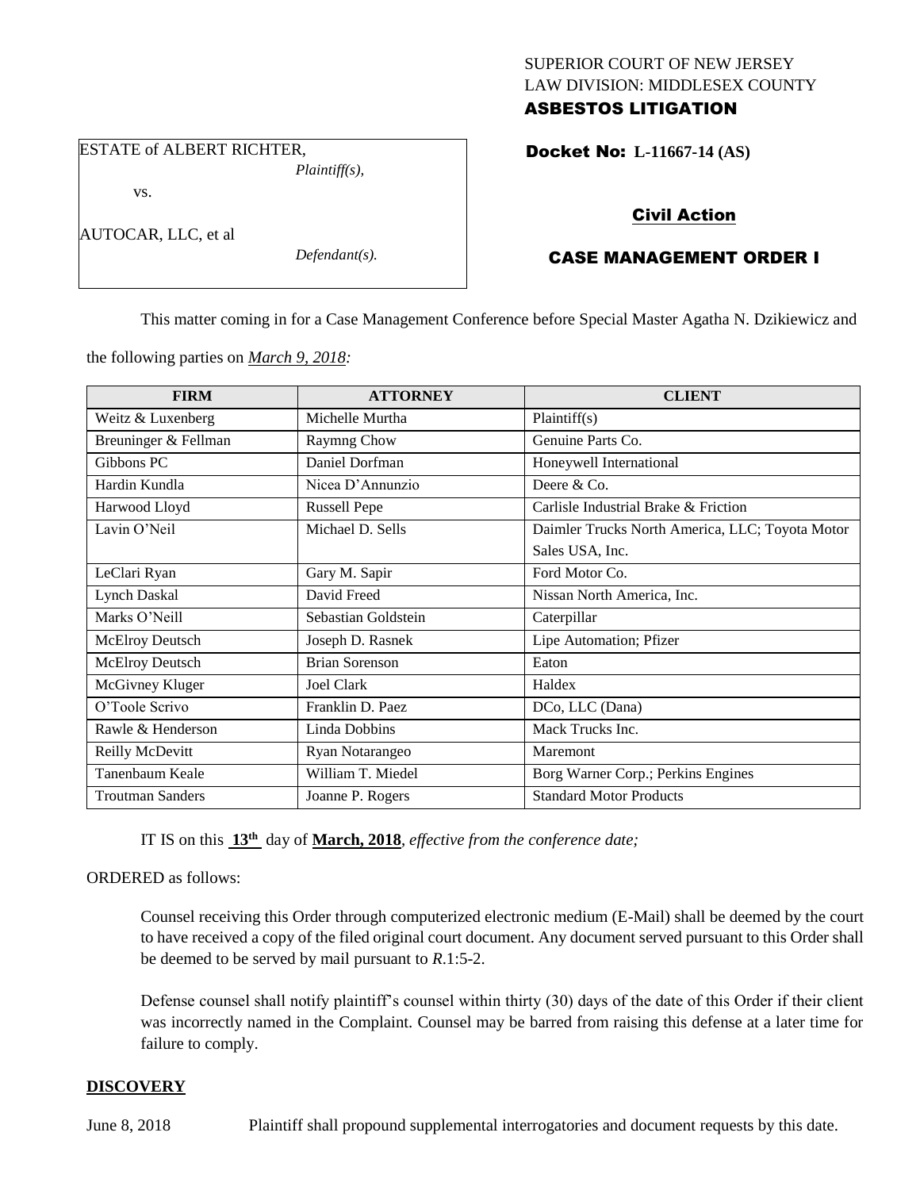SUPERIOR COURT OF NEW JERSEY
LAW DIVISION: MIDDLESEX COUNTY
**ASBESTOS LITIGATION**

ESTATE of ALBERT RICHTER,
*Plaintiff(s),*

vs.

AUTOCAR, LLC, et al
*Defendant(s).*

**Docket No: L-11667-14 (AS)**

## Civil Action

## CASE MANAGEMENT ORDER I

This matter coming in for a Case Management Conference before Special Master Agatha N. Dzikiewicz and the following parties on *March 9, 2018:*

| FIRM | ATTORNEY | CLIENT |
|---|---|---|
| Weitz & Luxenberg | Michelle Murtha | Plaintiff(s) |
| Breuninger & Fellman | Raymng Chow | Genuine Parts Co. |
| Gibbons PC | Daniel Dorfman | Honeywell International |
| Hardin Kundla | Nicea D'Annunzio | Deere & Co. |
| Harwood Lloyd | Russell Pepe | Carlisle Industrial Brake & Friction |
| Lavin O'Neil | Michael D. Sells | Daimler Trucks North America, LLC; Toyota Motor Sales USA, Inc. |
| LeClari Ryan | Gary M. Sapir | Ford Motor Co. |
| Lynch Daskal | David Freed | Nissan North America, Inc. |
| Marks O'Neill | Sebastian Goldstein | Caterpillar |
| McElroy Deutsch | Joseph D. Rasnek | Lipe Automation; Pfizer |
| McElroy Deutsch | Brian Sorenson | Eaton |
| McGivney Kluger | Joel Clark | Haldex |
| O'Toole Scrivo | Franklin D. Paez | DCo, LLC (Dana) |
| Rawle & Henderson | Linda Dobbins | Mack Trucks Inc. |
| Reilly McDevitt | Ryan Notarangeo | Maremont |
| Tanenbaum Keale | William T. Miedel | Borg Warner Corp.; Perkins Engines |
| Troutman Sanders | Joanne P. Rogers | Standard Motor Products |

IT IS on this **13th** day of **March, 2018**, *effective from the conference date;*

ORDERED as follows:

Counsel receiving this Order through computerized electronic medium (E-Mail) shall be deemed by the court to have received a copy of the filed original court document. Any document served pursuant to this Order shall be deemed to be served by mail pursuant to *R*.1:5-2.

Defense counsel shall notify plaintiff's counsel within thirty (30) days of the date of this Order if their client was incorrectly named in the Complaint. Counsel may be barred from raising this defense at a later time for failure to comply.

**DISCOVERY**

June 8, 2018 Plaintiff shall propound supplemental interrogatories and document requests by this date.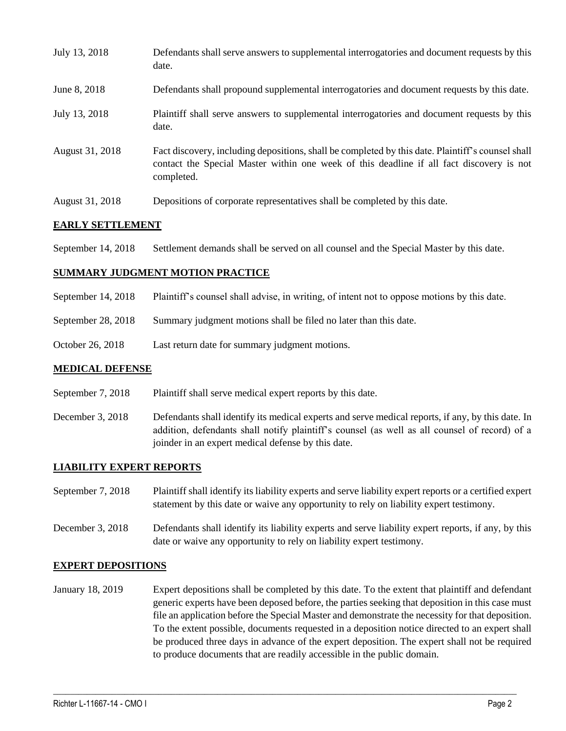| | |
|---|---|
| July 13, 2018 | Defendants shall serve answers to supplemental interrogatories and document requests by this date. |
| June 8, 2018 | Defendants shall propound supplemental interrogatories and document requests by this date. |
| July 13, 2018 | Plaintiff shall serve answers to supplemental interrogatories and document requests by this date. |
| August 31, 2018 | Fact discovery, including depositions, shall be completed by this date. Plaintiff's counsel shall contact the Special Master within one week of this deadline if all fact discovery is not completed. |
| August 31, 2018 | Depositions of corporate representatives shall be completed by this date. |

## EARLY SETTLEMENT

| | |
|---|---|
| September 14, 2018 | Settlement demands shall be served on all counsel and the Special Master by this date. |

## SUMMARY JUDGMENT MOTION PRACTICE

| | |
|---|---|
| September 14, 2018 | Plaintiff's counsel shall advise, in writing, of intent not to oppose motions by this date. |
| September 28, 2018 | Summary judgment motions shall be filed no later than this date. |
| October 26, 2018 | Last return date for summary judgment motions. |

## MEDICAL DEFENSE

| | |
|---|---|
| September 7, 2018 | Plaintiff shall serve medical expert reports by this date. |
| December 3, 2018 | Defendants shall identify its medical experts and serve medical reports, if any, by this date. In addition, defendants shall notify plaintiff's counsel (as well as all counsel of record) of a joinder in an expert medical defense by this date. |

## LIABILITY EXPERT REPORTS

| | |
|---|---|
| September 7, 2018 | Plaintiff shall identify its liability experts and serve liability expert reports or a certified expert statement by this date or waive any opportunity to rely on liability expert testimony. |
| December 3, 2018 | Defendants shall identify its liability experts and serve liability expert reports, if any, by this date or waive any opportunity to rely on liability expert testimony. |

## EXPERT DEPOSITIONS

| | |
|---|---|
| January 18, 2019 | Expert depositions shall be completed by this date. To the extent that plaintiff and defendant generic experts have been deposed before, the parties seeking that deposition in this case must file an application before the Special Master and demonstrate the necessity for that deposition. To the extent possible, documents requested in a deposition notice directed to an expert shall be produced three days in advance of the expert deposition. The expert shall not be required to produce documents that are readily accessible in the public domain. |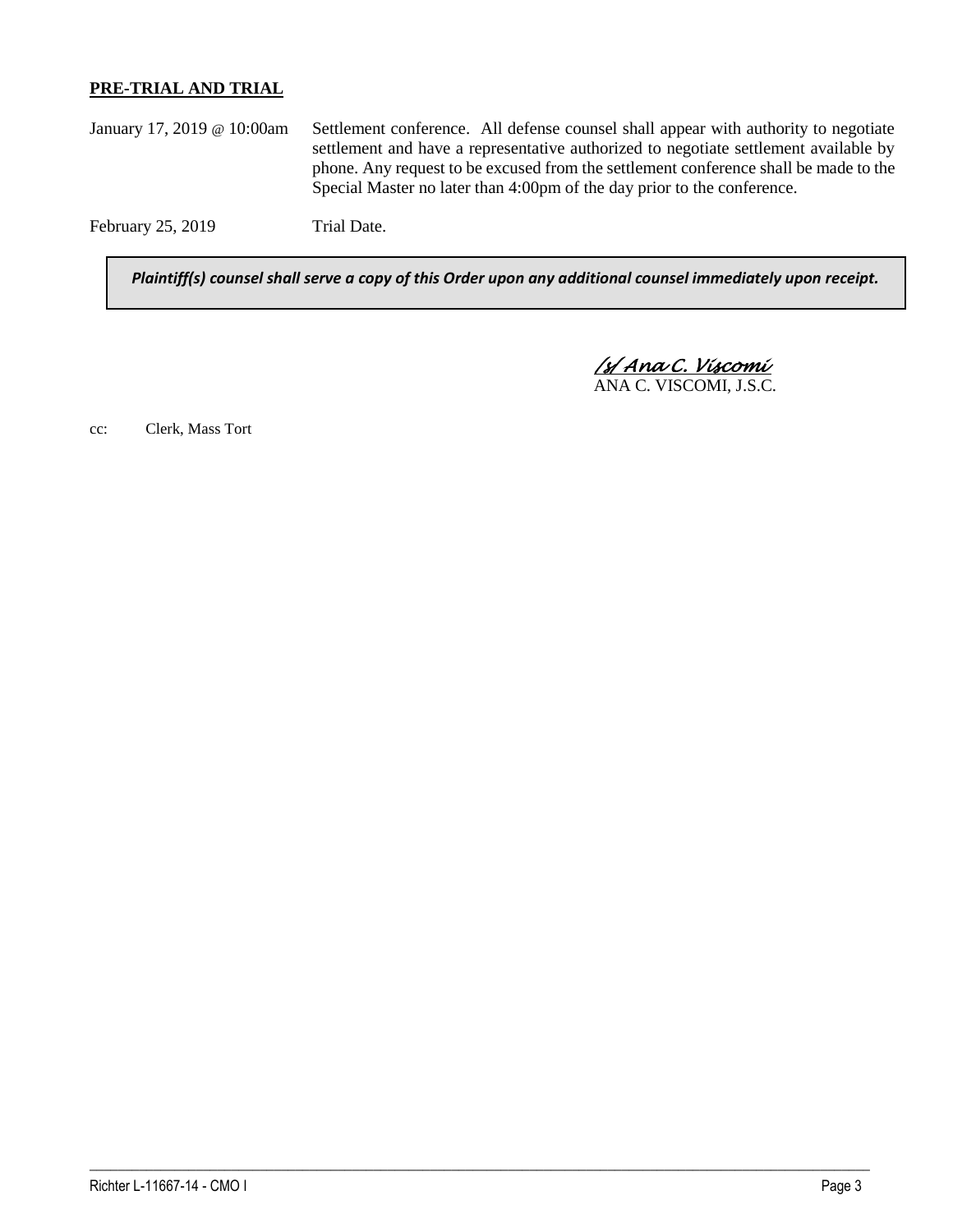**PRE-TRIAL AND TRIAL**

| | |
|---|---|
| January 17, 2019 @ 10:00am | Settlement conference. All defense counsel shall appear with authority to negotiate settlement and have a representative authorized to negotiate settlement available by phone. Any request to be excused from the settlement conference shall be made to the Special Master no later than 4:00pm of the day prior to the conference. |
| February 25, 2019 | Trial Date. |

***Plaintiff(s) counsel shall serve a copy of this Order upon any additional counsel immediately upon receipt.***

/s/ Ana C. Viscomi
ANA C. VISCOMI, J.S.C.

cc: Clerk, Mass Tort